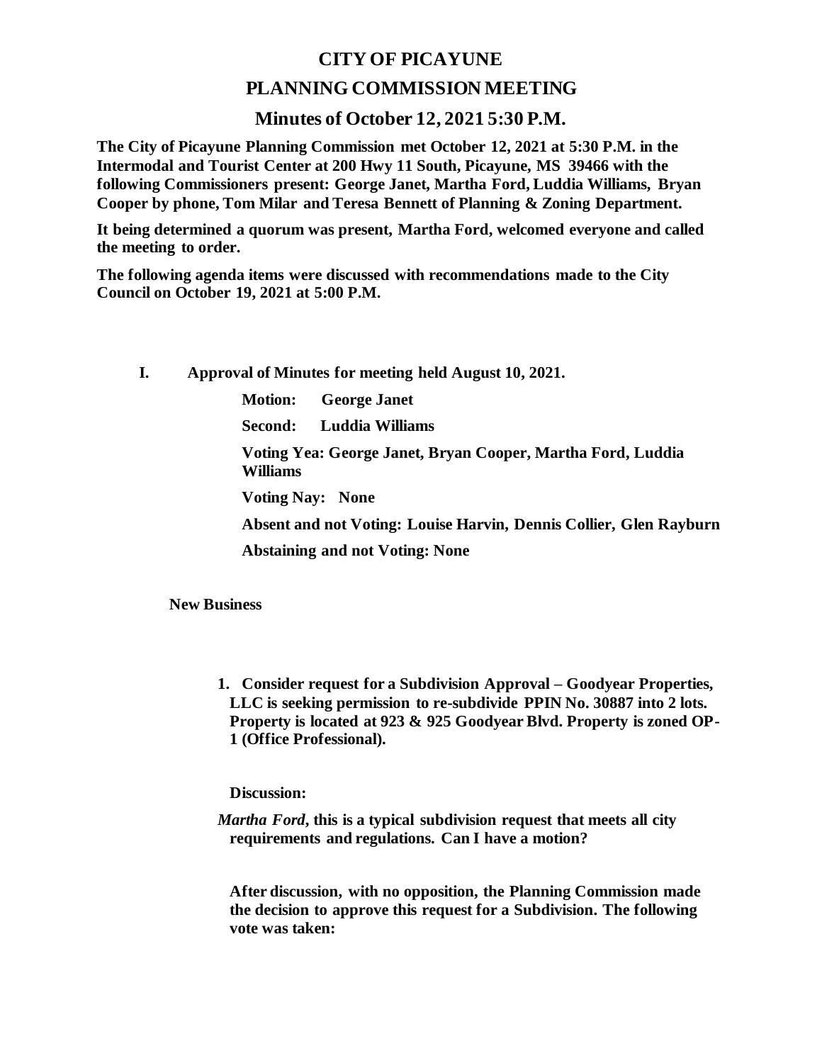# CITY OF PICAYUNE

## PLANNING COMMISSION MEETING

### Minutes of October 12, 2021 5:30 P.M.

**The City of Picayune Planning Commission met October 12, 2021 at 5:30 P.M. in the Intermodal and Tourist Center at 200 Hwy 11 South, Picayune, MS 39466 with the following Commissioners present: George Janet, Martha Ford, Luddia Williams, Bryan Cooper by phone, Tom Milar and Teresa Bennett of Planning & Zoning Department.**

**It being determined a quorum was present, Martha Ford, welcomed everyone and called the meeting to order.**

**The following agenda items were discussed with recommendations made to the City Council on October 19, 2021 at 5:00 P.M.**

**I. Approval of Minutes for meeting held August 10, 2021.**

**Motion: George Janet**

**Second: Luddia Williams**

**Voting Yea: George Janet, Bryan Cooper, Martha Ford, Luddia Williams**

**Voting Nay: None**

**Absent and not Voting: Louise Harvin, Dennis Collier, Glen Rayburn**

**Abstaining and not Voting: None**

**New Business**

1. **Consider request for a Subdivision Approval – Goodyear Properties, LLC is seeking permission to re-subdivide PPIN No. 30887 into 2 lots. Property is located at 923 & 925 Goodyear Blvd. Property is zoned OP-1 (Office Professional).**

**Discussion:**

***Martha Ford*, this is a typical subdivision request that meets all city requirements and regulations. Can I have a motion?**

**After discussion, with no opposition, the Planning Commission made the decision to approve this request for a Subdivision. The following vote was taken:**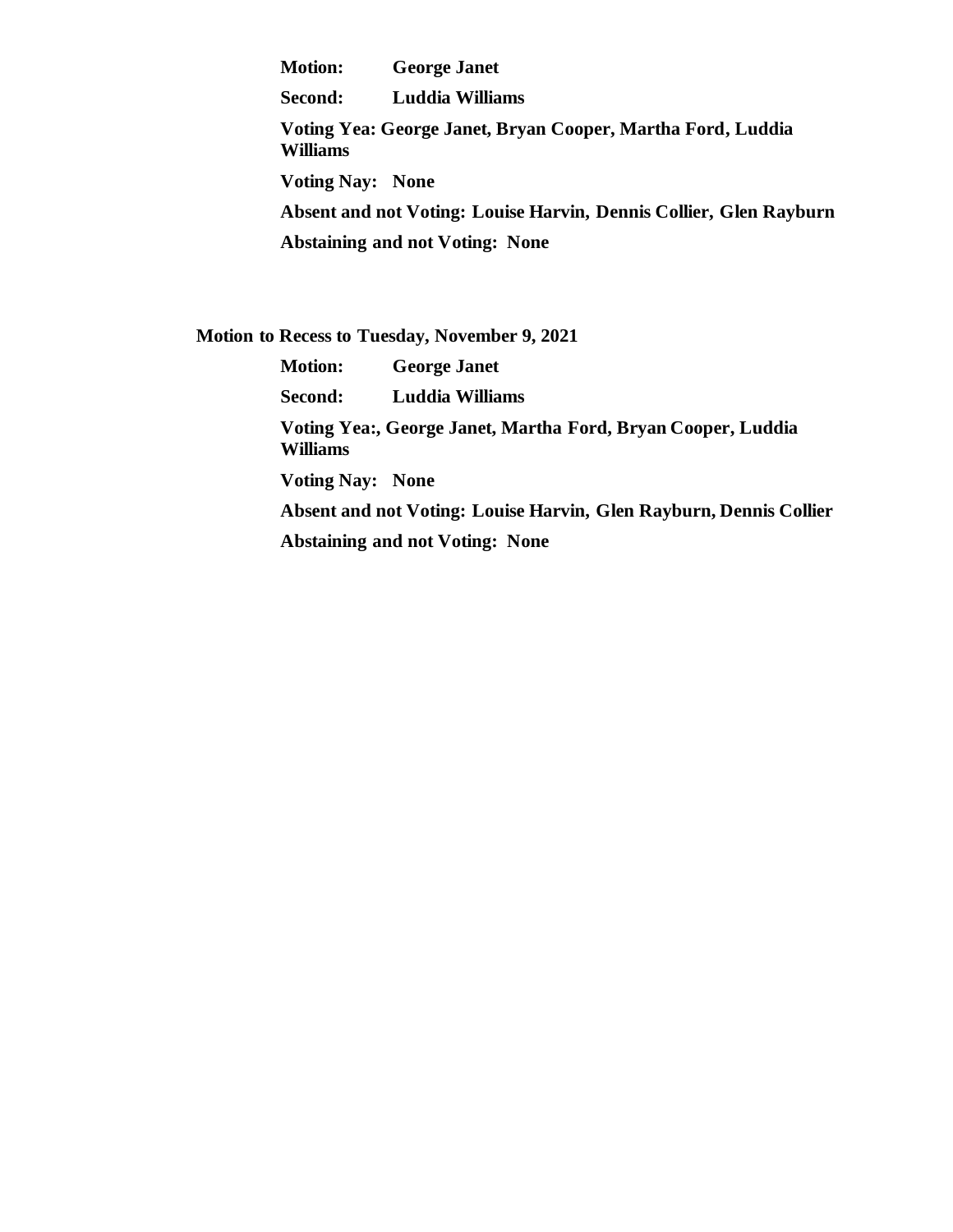**Motion:** **George Janet**

**Second:** **Luddia Williams**

**Voting Yea: George Janet, Bryan Cooper, Martha Ford, Luddia Williams**

**Voting Nay: None**

**Absent and not Voting: Louise Harvin, Dennis Collier, Glen Rayburn**

**Abstaining and not Voting: None**

**Motion to Recess to Tuesday, November 9, 2021**

**Motion:** **George Janet**

**Second:** **Luddia Williams**

**Voting Yea:, George Janet, Martha Ford, Bryan Cooper, Luddia Williams**

**Voting Nay: None**

**Absent and not Voting: Louise Harvin, Glen Rayburn, Dennis Collier**

**Abstaining and not Voting: None**